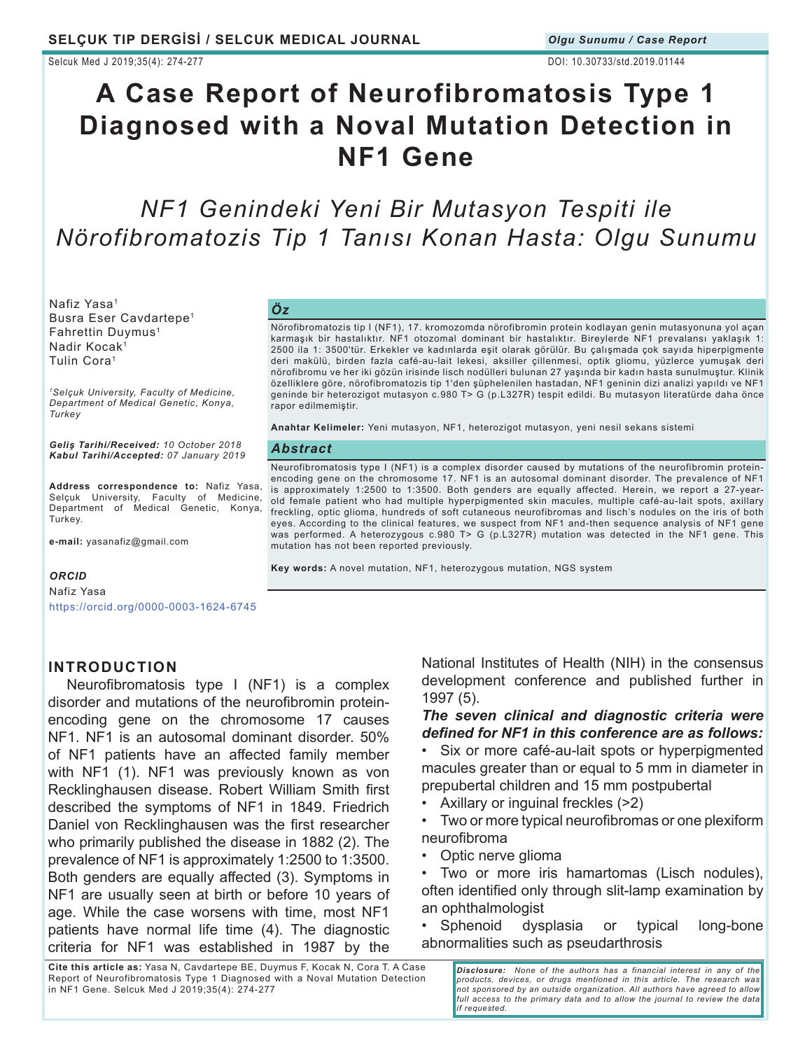# A Case Report of Neurofibromatosis Type 1 Diagnosed with a Noval Mutation Detection in NF1 Gene

## *NF1 Genindeki Yeni Bir Mutasyon Tespiti ile Nörofibromatozis Tip 1 Tanısı Konan Hasta: Olgu Sunumu*

Nafiz Yasa[1]
Busra Eser Cavdartepe[1]
Fahrettin Duymus[1]
Nadir Kocak[1]
Tulin Cora[1]

*[1]Selçuk University, Faculty of Medicine, Department of Medical Genetic, Konya, Turkey*

***Geliş Tarihi/Received:*** *10 October 2018*
***Kabul Tarihi/Accepted:*** *07 January 2019*

**Address correspondence to:** Nafiz Yasa, Selçuk University, Faculty of Medicine, Department of Medical Genetic, Konya, Turkey.

**e-mail:** yasanafiz@gmail.com

***ORCID***
Nafiz Yasa
https://orcid.org/0000-0003-1624-6745

### *Öz*

Nörofibromatozis tip I (NF1), 17. kromozomda nörofibromin protein kodlayan genin mutasyonuna yol açan karmaşık bir hastalıktır. NF1 otozomal dominant bir hastalıktır. Bireylerde NF1 prevalansı yaklaşık 1: 2500 ila 1: 3500'tür. Erkekler ve kadınlarda eşit olarak görülür. Bu çalışmada çok sayıda hiperpigmente deri makülü, birden fazla café-au-lait lekesi, aksiller çillenmesi, optik gliomu, yüzlerce yumuşak deri nörofibromu ve her iki gözün irisinde lisch nodülleri bulunan 27 yaşında bir kadın hasta sunulmuştur. Klinik özelliklere göre, nörofibromatozis tip 1'den şüphelenilen hastadan, NF1 geninin dizi analizi yapıldı ve NF1 geninde bir heterozigot mutasyon c.980 T> G (p.L327R) tespit edildi. Bu mutasyon literatürde daha önce rapor edilmemiştir.

**Anahtar Kelimeler:** Yeni mutasyon, NF1, heterozigot mutasyon, yeni nesil sekans sistemi

### *Abstract*

Neurofibromatosis type I (NF1) is a complex disorder caused by mutations of the neurofibromin protein-encoding gene on the chromosome 17. NF1 is an autosomal dominant disorder. The prevalence of NF1 is approximately 1:2500 to 1:3500. Both genders are equally affected. Herein, we report a 27-year-old female patient who had multiple hyperpigmented skin macules, multiple café-au-lait spots, axillary freckling, optic glioma, hundreds of soft cutaneous neurofibromas and lisch's nodules on the iris of both eyes. According to the clinical features, we suspect from NF1 and-then sequence analysis of NF1 gene was performed. A heterozygous c.980 T> G (p.L327R) mutation was detected in the NF1 gene. This mutation has not been reported previously.

**Key words:** A novel mutation, NF1, heterozygous mutation, NGS system

## INTRODUCTION

Neurofibromatosis type I (NF1) is a complex disorder and mutations of the neurofibromin protein-encoding gene on the chromosome 17 causes NF1. NF1 is an autosomal dominant disorder. 50% of NF1 patients have an affected family member with NF1 (1). NF1 was previously known as von Recklinghausen disease. Robert William Smith first described the symptoms of NF1 in 1849. Friedrich Daniel von Recklinghausen was the first researcher who primarily published the disease in 1882 (2). The prevalence of NF1 is approximately 1:2500 to 1:3500. Both genders are equally affected (3). Symptoms in NF1 are usually seen at birth or before 10 years of age. While the case worsens with time, most NF1 patients have normal life time (4). The diagnostic criteria for NF1 was established in 1987 by the National Institutes of Health (NIH) in the consensus development conference and published further in 1997 (5).

***The seven clinical and diagnostic criteria were defined for NF1 in this conference are as follows:***

- Six or more café-au-lait spots or hyperpigmented macules greater than or equal to 5 mm in diameter in prepubertal children and 15 mm postpubertal
- Axillary or inguinal freckles (>2)
- Two or more typical neurofibromas or one plexiform neurofibroma
- Optic nerve glioma
- Two or more iris hamartomas (Lisch nodules), often identified only through slit-lamp examination by an ophthalmologist
- Sphenoid dysplasia or typical long-bone abnormalities such as pseudarthrosis

**Cite this article as:** Yasa N, Cavdartepe BE, Duymus F, Kocak N, Cora T. A Case Report of Neurofibromatosis Type 1 Diagnosed with a Noval Mutation Detection in NF1 Gene. Selcuk Med J 2019;35(4): 274-277

***Disclosure:*** *None of the authors has a financial interest in any of the products, devices, or drugs mentioned in this article. The research was not sponsored by an outside organization. All authors have agreed to allow full access to the primary data and to allow the journal to review the data if requested.*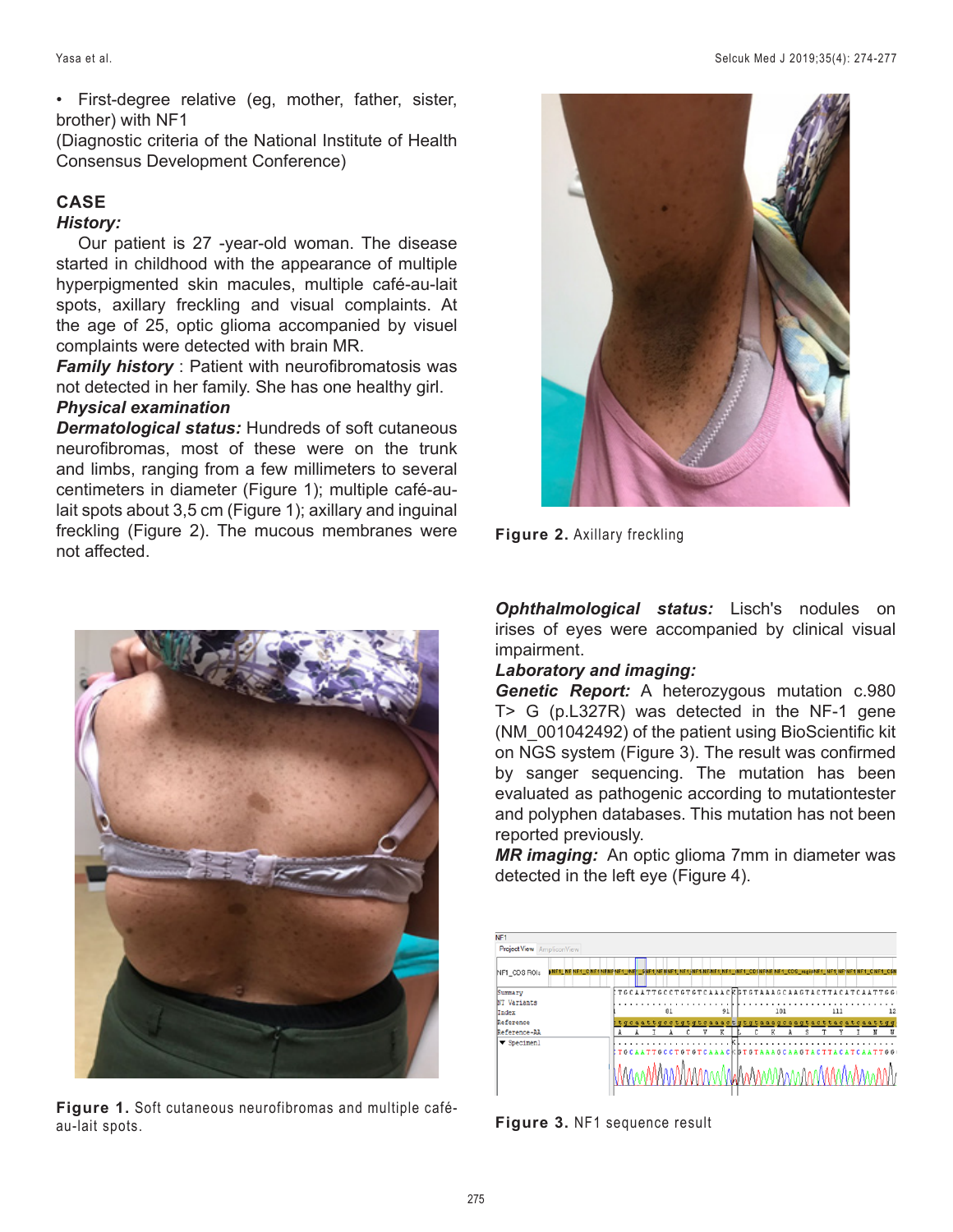- First-degree relative (eg, mother, father, sister, brother) with NF1

(Diagnostic criteria of the National Institute of Health Consensus Development Conference)

## CASE

***History:***

Our patient is 27 -year-old woman. The disease started in childhood with the appearance of multiple hyperpigmented skin macules, multiple café-au-lait spots, axillary freckling and visual complaints. At the age of 25, optic glioma accompanied by visuel complaints were detected with brain MR.

***Family history*** : Patient with neurofibromatosis was not detected in her family. She has one healthy girl.

***Physical examination***

***Dermatological status:*** Hundreds of soft cutaneous neurofibromas, most of these were on the trunk and limbs, ranging from a few millimeters to several centimeters in diameter (Figure 1); multiple café-au-lait spots about 3,5 cm (Figure 1); axillary and inguinal freckling (Figure 2). The mucous membranes were not affected.

**Figure 1.** Soft cutaneous neurofibromas and multiple café-au-lait spots.

**Figure 2.** Axillary freckling

***Ophthalmological status:*** Lisch's nodules on irises of eyes were accompanied by clinical visual impairment.

***Laboratory and imaging:***

***Genetic Report:*** A heterozygous mutation c.980 T> G (p.L327R) was detected in the NF-1 gene (NM_001042492) of the patient using BioScientific kit on NGS system (Figure 3). The result was confirmed by sanger sequencing. The mutation has been evaluated as pathogenic according to mutationtester and polyphen databases. This mutation has not been reported previously.

***MR imaging:*** An optic glioma 7mm in diameter was detected in the left eye (Figure 4).

**Figure 3.** NF1 sequence result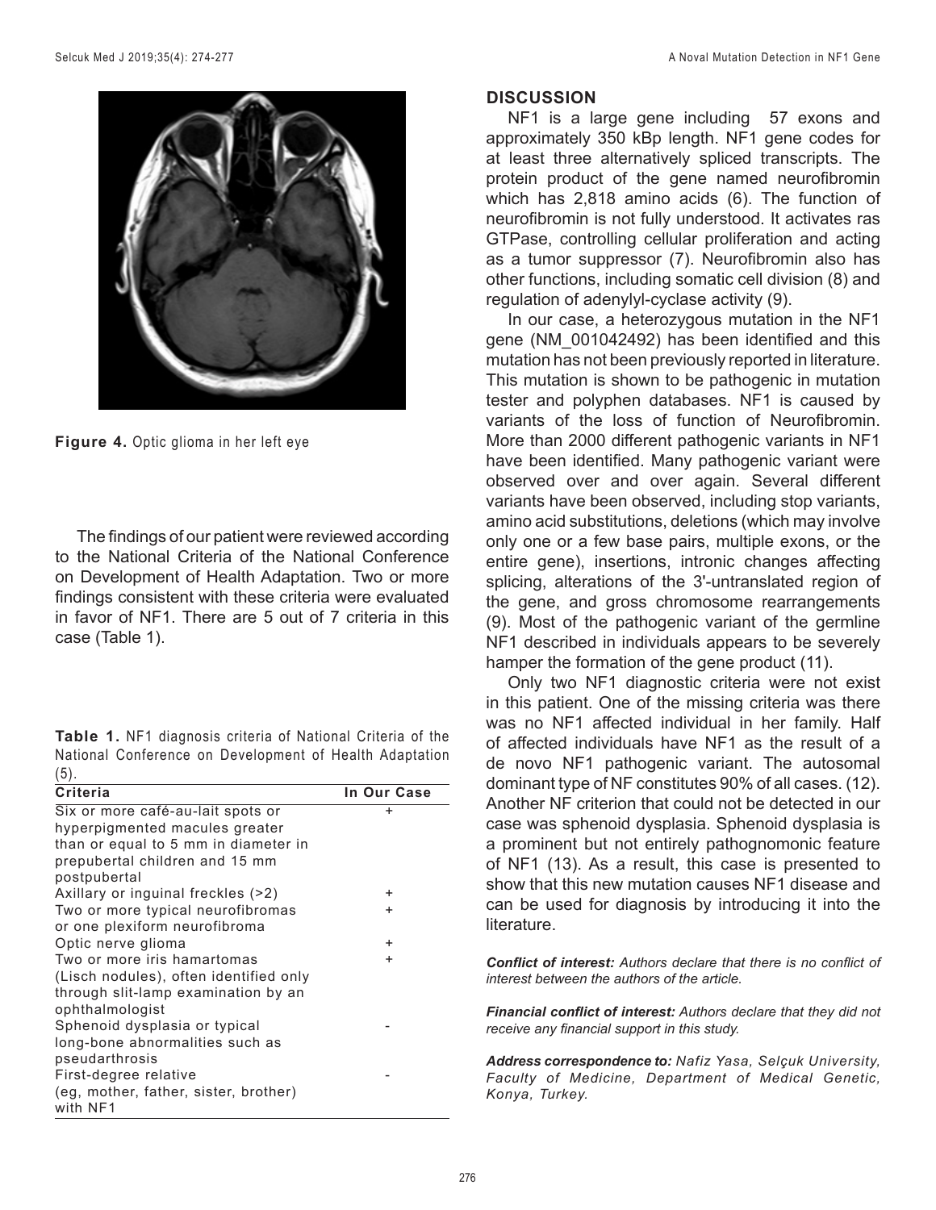Figure 4. Optic glioma in her left eye

The findings of our patient were reviewed according to the National Criteria of the National Conference on Development of Health Adaptation. Two or more findings consistent with these criteria were evaluated in favor of NF1. There are 5 out of 7 criteria in this case (Table 1).

**Table 1.** NF1 diagnosis criteria of National Criteria of the National Conference on Development of Health Adaptation (5).

| Criteria | In Our Case |
|---|---|
| Six or more café-au-lait spots or hyperpigmented macules greater than or equal to 5 mm in diameter in prepubertal children and 15 mm postpubertal | + |
| Axillary or inguinal freckles (>2) | + |
| Two or more typical neurofibromas or one plexiform neurofibroma | + |
| Optic nerve glioma | + |
| Two or more iris hamartomas (Lisch nodules), often identified only through slit-lamp examination by an ophthalmologist | + |
| Sphenoid dysplasia or typical long-bone abnormalities such as pseudarthrosis | - |
| First-degree relative (eg, mother, father, sister, brother) with NF1 | - |

## DISCUSSION

NF1 is a large gene including 57 exons and approximately 350 kBp length. NF1 gene codes for at least three alternatively spliced transcripts. The protein product of the gene named neurofibromin which has 2,818 amino acids (6). The function of neurofibromin is not fully understood. It activates ras GTPase, controlling cellular proliferation and acting as a tumor suppressor (7). Neurofibromin also has other functions, including somatic cell division (8) and regulation of adenylyl-cyclase activity (9).

In our case, a heterozygous mutation in the NF1 gene (NM_001042492) has been identified and this mutation has not been previously reported in literature. This mutation is shown to be pathogenic in mutation tester and polyphen databases. NF1 is caused by variants of the loss of function of Neurofibromin. More than 2000 different pathogenic variants in NF1 have been identified. Many pathogenic variant were observed over and over again. Several different variants have been observed, including stop variants, amino acid substitutions, deletions (which may involve only one or a few base pairs, multiple exons, or the entire gene), insertions, intronic changes affecting splicing, alterations of the 3'-untranslated region of the gene, and gross chromosome rearrangements (9). Most of the pathogenic variant of the germline NF1 described in individuals appears to be severely hamper the formation of the gene product (11).

Only two NF1 diagnostic criteria were not exist in this patient. One of the missing criteria was there was no NF1 affected individual in her family. Half of affected individuals have NF1 as the result of a de novo NF1 pathogenic variant. The autosomal dominant type of NF constitutes 90% of all cases. (12). Another NF criterion that could not be detected in our case was sphenoid dysplasia. Sphenoid dysplasia is a prominent but not entirely pathognomonic feature of NF1 (13). As a result, this case is presented to show that this new mutation causes NF1 disease and can be used for diagnosis by introducing it into the literature.

***Conflict of interest:*** *Authors declare that there is no conflict of interest between the authors of the article.*

***Financial conflict of interest:*** *Authors declare that they did not receive any financial support in this study.*

***Address correspondence to:*** *Nafiz Yasa, Selçuk University, Faculty of Medicine, Department of Medical Genetic, Konya, Turkey.*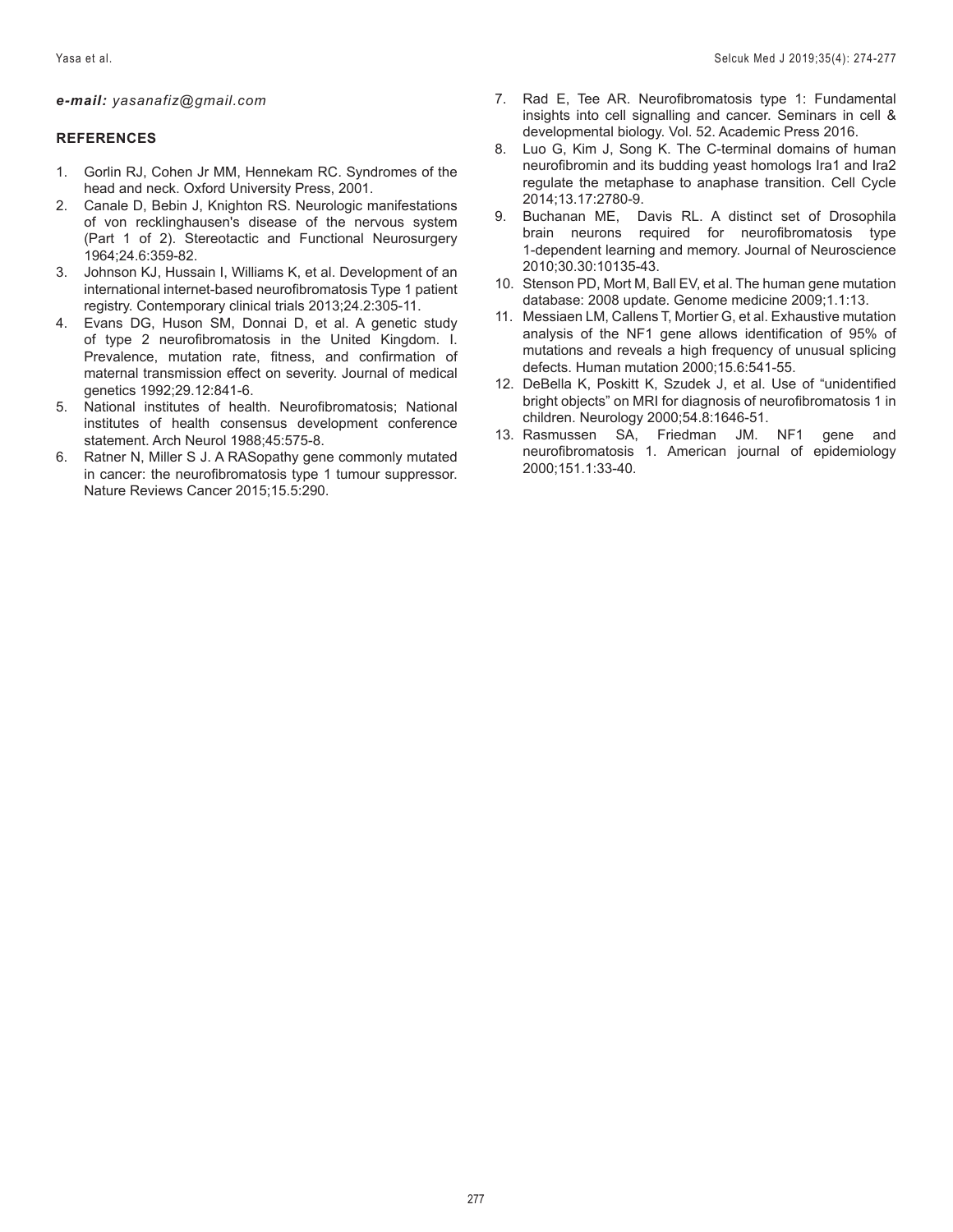***e-mail:*** *yasanafiz@gmail.com*

## REFERENCES

1. Gorlin RJ, Cohen Jr MM, Hennekam RC. Syndromes of the head and neck. Oxford University Press, 2001.
2. Canale D, Bebin J, Knighton RS. Neurologic manifestations of von recklinghausen's disease of the nervous system (Part 1 of 2). Stereotactic and Functional Neurosurgery 1964;24.6:359-82.
3. Johnson KJ, Hussain I, Williams K, et al. Development of an international internet-based neurofibromatosis Type 1 patient registry. Contemporary clinical trials 2013;24.2:305-11.
4. Evans DG, Huson SM, Donnai D, et al. A genetic study of type 2 neurofibromatosis in the United Kingdom. I. Prevalence, mutation rate, fitness, and confirmation of maternal transmission effect on severity. Journal of medical genetics 1992;29.12:841-6.
5. National institutes of health. Neurofibromatosis; National institutes of health consensus development conference statement. Arch Neurol 1988;45:575-8.
6. Ratner N, Miller S J. A RASopathy gene commonly mutated in cancer: the neurofibromatosis type 1 tumour suppressor. Nature Reviews Cancer 2015;15.5:290.
7. Rad E, Tee AR. Neurofibromatosis type 1: Fundamental insights into cell signalling and cancer. Seminars in cell & developmental biology. Vol. 52. Academic Press 2016.
8. Luo G, Kim J, Song K. The C-terminal domains of human neurofibromin and its budding yeast homologs Ira1 and Ira2 regulate the metaphase to anaphase transition. Cell Cycle 2014;13.17:2780-9.
9. Buchanan ME, Davis RL. A distinct set of Drosophila brain neurons required for neurofibromatosis type 1-dependent learning and memory. Journal of Neuroscience 2010;30.30:10135-43.
10. Stenson PD, Mort M, Ball EV, et al. The human gene mutation database: 2008 update. Genome medicine 2009;1.1:13.
11. Messiaen LM, Callens T, Mortier G, et al. Exhaustive mutation analysis of the NF1 gene allows identification of 95% of mutations and reveals a high frequency of unusual splicing defects. Human mutation 2000;15.6:541-55.
12. DeBella K, Poskitt K, Szudek J, et al. Use of "unidentified bright objects" on MRI for diagnosis of neurofibromatosis 1 in children. Neurology 2000;54.8:1646-51.
13. Rasmussen SA, Friedman JM. NF1 gene and neurofibromatosis 1. American journal of epidemiology 2000;151.1:33-40.